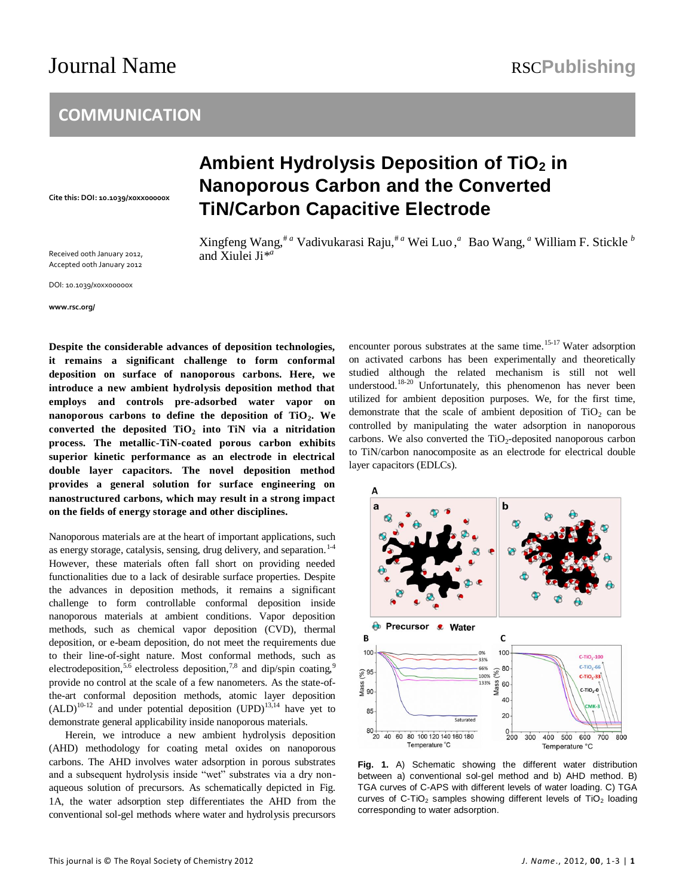COMMUNICATION

# Ambient Hydrolysis Deposition of $TiO_2$ in Nanoporous Carbon and the Converted TiN/Carbon Capacitive Electrode

Cite this: DOI: 10.1039/x0xx00000x

Received 00th January 2012, Accepted 00th January 2012

DOI: 10.1039/x0xx00000x

www.rsc.org/

Xingfeng Wang,[# a] Vadivukarasi Raju,[# a] Wei Luo,[a] Bao Wang,[a] William F. Stickle[b] and Xiulei Ji*[a]

**Despite the considerable advances of deposition technologies, it remains a significant challenge to form conformal deposition on surface of nanoporous carbons. Here, we introduce a new ambient hydrolysis deposition method that employs and controls pre-adsorbed water vapor on nanoporous carbons to define the deposition of $TiO_2$. We converted the deposited $TiO_2$ into TiN via a nitridation process. The metallic-TiN-coated porous carbon exhibits superior kinetic performance as an electrode in electrical double layer capacitors. The novel deposition method provides a general solution for surface engineering on nanostructured carbons, which may result in a strong impact on the fields of energy storage and other disciplines.**

Nanoporous materials are at the heart of important applications, such as energy storage, catalysis, sensing, drug delivery, and separation.[1-4] However, these materials often fall short on providing needed functionalities due to a lack of desirable surface properties. Despite the advances in deposition methods, it remains a significant challenge to form controllable conformal deposition inside nanoporous materials at ambient conditions. Vapor deposition methods, such as chemical vapor deposition (CVD), thermal deposition, or e-beam deposition, do not meet the requirements due to their line-of-sight nature. Most conformal methods, such as electrodeposition,[5,6] electroless deposition,[7,8] and dip/spin coating,[9] provide no control at the scale of a few nanometers. As the state-of-the-art conformal deposition methods, atomic layer deposition (ALD)[10-12] and under potential deposition (UPD)[13,14] have yet to demonstrate general applicability inside nanoporous materials.

Herein, we introduce a new ambient hydrolysis deposition (AHD) methodology for coating metal oxides on nanoporous carbons. The AHD involves water adsorption in porous substrates and a subsequent hydrolysis inside "wet" substrates via a dry non-aqueous solution of precursors. As schematically depicted in Fig. 1A, the water adsorption step differentiates the AHD from the conventional sol-gel methods where water and hydrolysis precursors encounter porous substrates at the same time.[15-17] Water adsorption on activated carbons has been experimentally and theoretically studied although the related mechanism is still not well understood.[18-20] Unfortunately, this phenomenon has never been utilized for ambient deposition purposes. We, for the first time, demonstrate that the scale of ambient deposition of $TiO_2$ can be controlled by manipulating the water adsorption in nanoporous carbons. We also converted the $TiO_2$-deposited nanoporous carbon to TiN/carbon nanocomposite as an electrode for electrical double layer capacitors (EDLCs).

**Fig. 1.** A) Schematic showing the different water distribution between a) conventional sol-gel method and b) AHD method. B) TGA curves of C-APS with different levels of water loading. C) TGA curves of C-$TiO_2$ samples showing different levels of $TiO_2$ loading corresponding to water adsorption.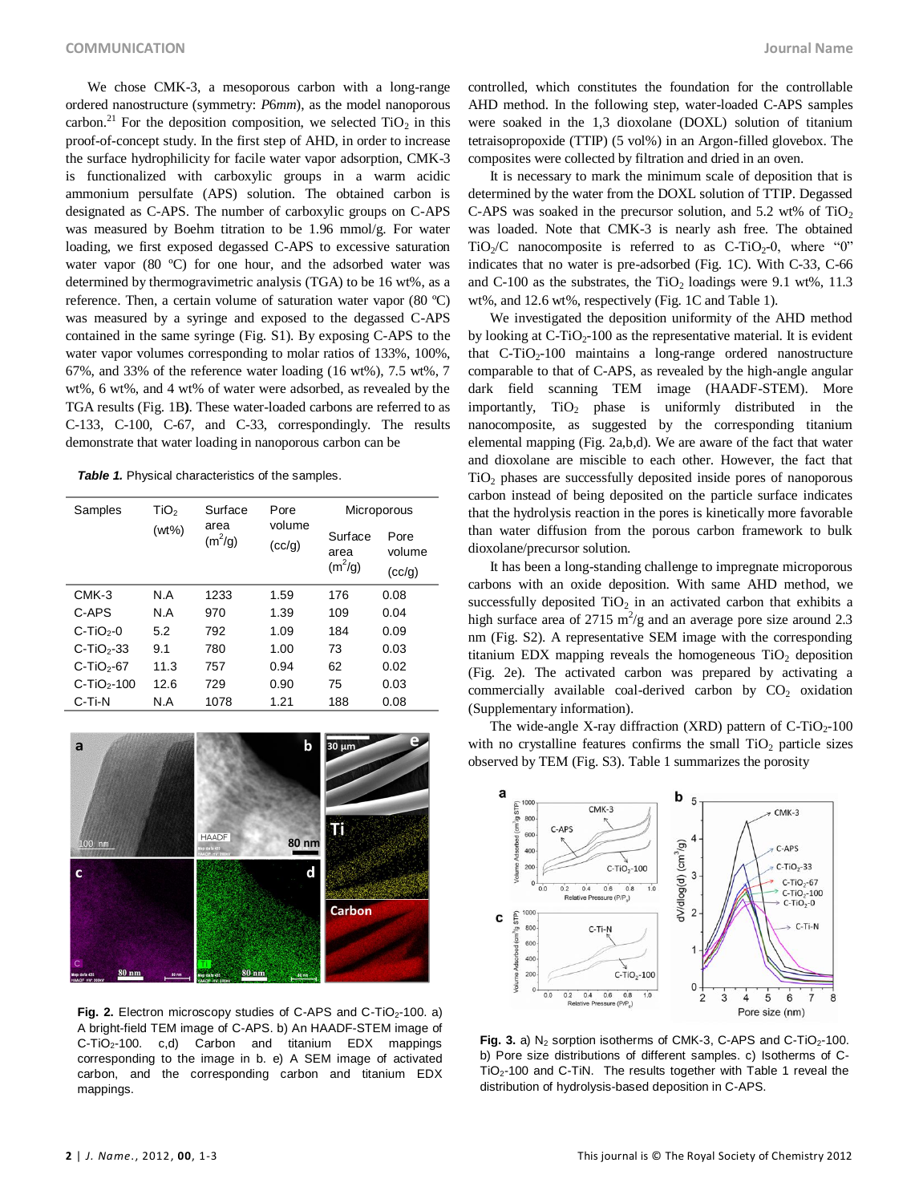We chose CMK-3, a mesoporous carbon with a long-range ordered nanostructure (symmetry: *P6mm*), as the model nanoporous carbon.[21] For the deposition composition, we selected $TiO_2$ in this proof-of-concept study. In the first step of AHD, in order to increase the surface hydrophilicity for facile water vapor adsorption, CMK-3 is functionalized with carboxylic groups in a warm acidic ammonium persulfate (APS) solution. The obtained carbon is designated as C-APS. The number of carboxylic groups on C-APS was measured by Boehm titration to be 1.96 mmol/g. For water loading, we first exposed degassed C-APS to excessive saturation water vapor (80 ºC) for one hour, and the adsorbed water was determined by thermogravimetric analysis (TGA) to be 16 wt%, as a reference. Then, a certain volume of saturation water vapor (80 ºC) was measured by a syringe and exposed to the degassed C-APS contained in the same syringe (Fig. S1). By exposing C-APS to the water vapor volumes corresponding to molar ratios of 133%, 100%, 67%, and 33% of the reference water loading (16 wt%), 7.5 wt%, 7 wt%, 6 wt%, and 4 wt% of water were adsorbed, as revealed by the TGA results (Fig. 1B**)**. These water-loaded carbons are referred to as C-133, C-100, C-67, and C-33, correspondingly. The results demonstrate that water loading in nanoporous carbon can be controlled, which constitutes the foundation for the controllable AHD method. In the following step, water-loaded C-APS samples were soaked in the 1,3 dioxolane (DOXL) solution of titanium tetraisopropoxide (TTIP) (5 vol%) in an Argon-filled glovebox. The composites were collected by filtration and dried in an oven.

It is necessary to mark the minimum scale of deposition that is determined by the water from the DOXL solution of TTIP. Degassed C-APS was soaked in the precursor solution, and 5.2 wt% of $TiO_2$ was loaded. Note that CMK-3 is nearly ash free. The obtained $TiO_2$/C nanocomposite is referred to as C-$TiO_2$-0, where "0" indicates that no water is pre-adsorbed (Fig. 1C). With C-33, C-66 and C-100 as the substrates, the $TiO_2$ loadings were 9.1 wt%, 11.3 wt%, and 12.6 wt%, respectively (Fig. 1C and Table 1).

We investigated the deposition uniformity of the AHD method by looking at C-$TiO_2$-100 as the representative material. It is evident that C-$TiO_2$-100 maintains a long-range ordered nanostructure comparable to that of C-APS, as revealed by the high-angle angular dark field scanning TEM image (HAADF-STEM). More importantly, $TiO_2$ phase is uniformly distributed in the nanocomposite, as suggested by the corresponding titanium elemental mapping (Fig. 2a,b,d). We are aware of the fact that water and dioxolane are miscible to each other. However, the fact that $TiO_2$ phases are successfully deposited inside pores of nanoporous carbon instead of being deposited on the particle surface indicates that the hydrolysis reaction in the pores is kinetically more favorable than water diffusion from the porous carbon framework to bulk dioxolane/precursor solution.

It has been a long-standing challenge to impregnate microporous carbons with an oxide deposition. With same AHD method, we successfully deposited $TiO_2$ in an activated carbon that exhibits a high surface area of 2715 $m^2$/g and an average pore size around 2.3 nm (Fig. S2). A representative SEM image with the corresponding titanium EDX mapping reveals the homogeneous $TiO_2$ deposition (Fig. 2e). The activated carbon was prepared by activating a commercially available coal-derived carbon by $CO_2$ oxidation (Supplementary information).

The wide-angle X-ray diffraction (XRD) pattern of C-$TiO_2$-100 with no crystalline features confirms the small $TiO_2$ particle sizes observed by TEM (Fig. S3). Table 1 summarizes the porosity

***Table 1.*** Physical characteristics of the samples.

| Samples | $TiO_2$ (wt%) | Surface area ($m^2$/g) | Pore volume (cc/g) | Microporous | |
|---|---|---|---|---|---|
| | | | | Surface area ($m^2$/g) | Pore volume (cc/g) |
| CMK-3 | N.A | 1233 | 1.59 | 176 | 0.08 |
| C-APS | N.A | 970 | 1.39 | 109 | 0.04 |
| C-$TiO_2$-0 | 5.2 | 792 | 1.09 | 184 | 0.09 |
| C-$TiO_2$-33 | 9.1 | 780 | 1.00 | 73 | 0.03 |
| C-$TiO_2$-67 | 11.3 | 757 | 0.94 | 62 | 0.02 |
| C-$TiO_2$-100 | 12.6 | 729 | 0.90 | 75 | 0.03 |
| C-Ti-N | N.A | 1078 | 1.21 | 188 | 0.08 |

**Fig. 2.** Electron microscopy studies of C-APS and C-$TiO_2$-100. a) A bright-field TEM image of C-APS. b) An HAADF-STEM image of C-$TiO_2$-100. c,d) Carbon and titanium EDX mappings corresponding to the image in b. e) A SEM image of activated carbon, and the corresponding carbon and titanium EDX mappings.

**Fig. 3.** a) $N_2$ sorption isotherms of CMK-3, C-APS and C-$TiO_2$-100. b) Pore size distributions of different samples. c) Isotherms of C-$TiO_2$-100 and C-TiN. The results together with Table 1 reveal the distribution of hydrolysis-based deposition in C-APS.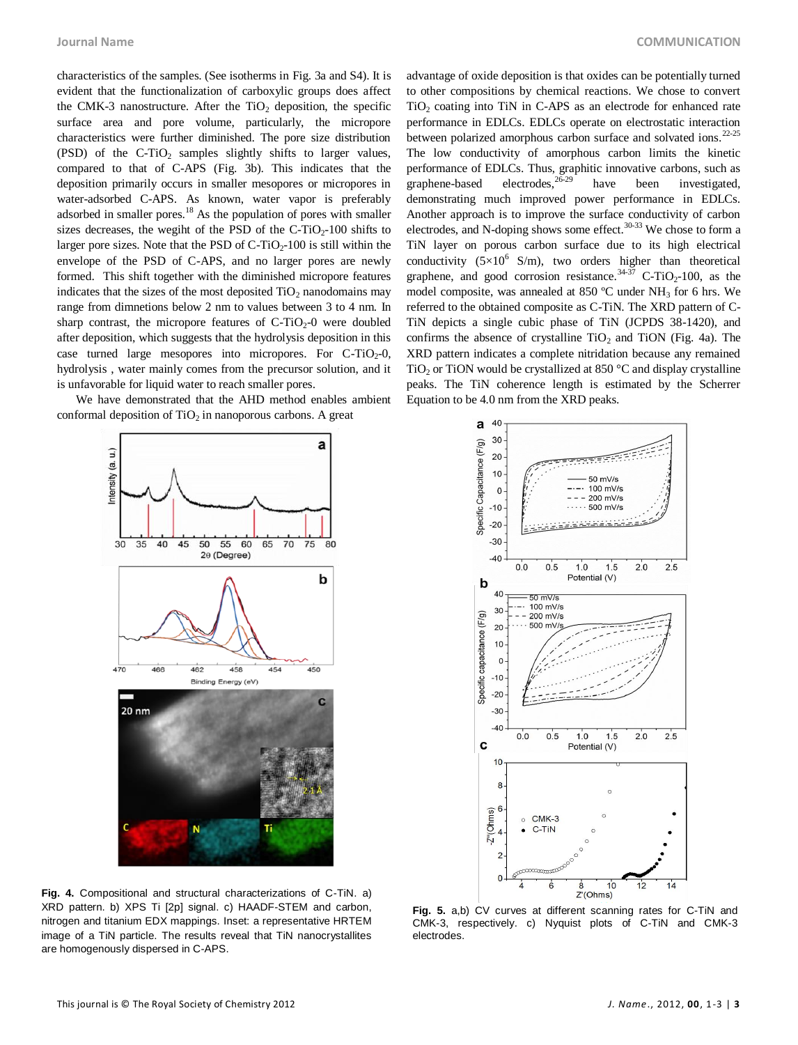characteristics of the samples. (See isotherms in Fig. 3a and S4). It is evident that the functionalization of carboxylic groups does affect the CMK-3 nanostructure. After the $TiO_2$ deposition, the specific surface area and pore volume, particularly, the micropore characteristics were further diminished. The pore size distribution (PSD) of the C-$TiO_2$ samples slightly shifts to larger values, compared to that of C-APS (Fig. 3b). This indicates that the deposition primarily occurs in smaller mesopores or micropores in water-adsorbed C-APS. As known, water vapor is preferably adsorbed in smaller pores.[18] As the population of pores with smaller sizes decreases, the wegiht of the PSD of the C-$TiO_2$-100 shifts to larger pore sizes. Note that the PSD of C-$TiO_2$-100 is still within the envelope of the PSD of C-APS, and no larger pores are newly formed. This shift together with the diminished micropore features indicates that the sizes of the most deposited $TiO_2$ nanodomains may range from dimnetions below 2 nm to values between 3 to 4 nm. In sharp contrast, the micropore features of C-$TiO_2$-0 were doubled after deposition, which suggests that the hydrolysis deposition in this case turned large mesopores into micropores. For C-$TiO_2$-0, hydrolysis , water mainly comes from the precursor solution, and it is unfavorable for liquid water to reach smaller pores.

We have demonstrated that the AHD method enables ambient conformal deposition of $TiO_2$ in nanoporous carbons. A great advantage of oxide deposition is that oxides can be potentially turned to other compositions by chemical reactions. We chose to convert $TiO_2$ coating into TiN in C-APS as an electrode for enhanced rate performance in EDLCs. EDLCs operate on electrostatic interaction between polarized amorphous carbon surface and solvated ions.[22-25] The low conductivity of amorphous carbon limits the kinetic performance of EDLCs. Thus, graphitic innovative carbons, such as graphene-based electrodes,[26-29] have been investigated, demonstrating much improved power performance in EDLCs. Another approach is to improve the surface conductivity of carbon electrodes, and N-doping shows some effect.[30-33] We chose to form a TiN layer on porous carbon surface due to its high electrical conductivity ($5\times10^6$ S/m), two orders higher than theoretical graphene, and good corrosion resistance.[34-37] C-$TiO_2$-100, as the model composite, was annealed at 850 ºC under $NH_3$ for 6 hrs. We referred to the obtained composite as C-TiN. The XRD pattern of C-TiN depicts a single cubic phase of TiN (JCPDS 38-1420), and confirms the absence of crystalline $TiO_2$ and TiON (Fig. 4a). The XRD pattern indicates a complete nitridation because any remained $TiO_2$ or TiON would be crystallized at 850 °C and display crystalline peaks. The TiN coherence length is estimated by the Scherrer Equation to be 4.0 nm from the XRD peaks.

**Fig. 4.** Compositional and structural characterizations of C-TiN. a) XRD pattern. b) XPS Ti [2p] signal. c) HAADF-STEM and carbon, nitrogen and titanium EDX mappings. Inset: a representative HRTEM image of a TiN particle. The results reveal that TiN nanocrystallites are homogenously dispersed in C-APS.

**Fig. 5.** a,b) CV curves at different scanning rates for C-TiN and CMK-3, respectively. c) Nyquist plots of C-TiN and CMK-3 electrodes.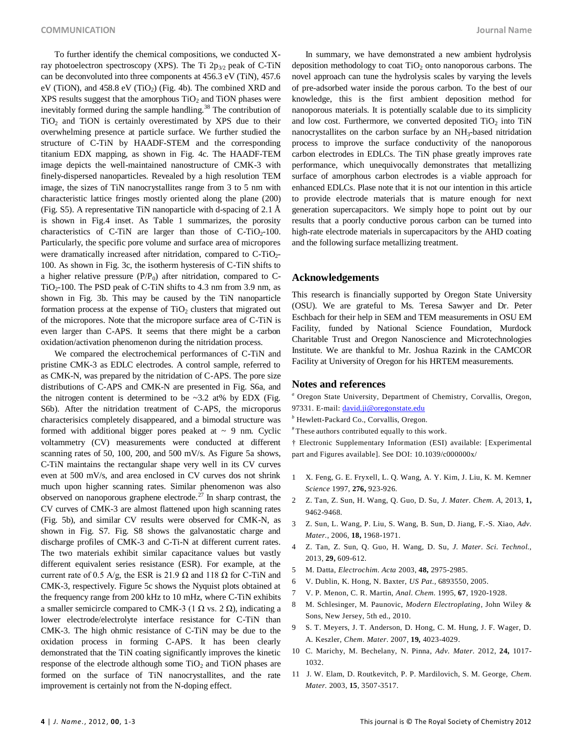To further identify the chemical compositions, we conducted X-ray photoelectron spectroscopy (XPS). The Ti $2p_{3/2}$ peak of C-TiN can be deconvoluted into three components at 456.3 eV (TiN), 457.6 eV (TiON), and 458.8 eV ($TiO_2$) (Fig. 4b). The combined XRD and XPS results suggest that the amorphous $TiO_2$ and TiON phases were inevitably formed during the sample handling.[38] The contribution of $TiO_2$ and TiON is certainly overestimated by XPS due to their overwhelming presence at particle surface. We further studied the structure of C-TiN by HAADF-STEM and the corresponding titanium EDX mapping, as shown in Fig. 4c. The HAADF-TEM image depicts the well-maintained nanostructure of CMK-3 with finely-dispersed nanoparticles. Revealed by a high resolution TEM image, the sizes of TiN nanocrystallites range from 3 to 5 nm with characteristic lattice fringes mostly oriented along the plane (200) (Fig. S5). A representative TiN nanoparticle with d-spacing of 2.1 Å is shown in Fig.4 inset. As Table 1 summarizes, the porosity characteristics of C-TiN are larger than those of C-$TiO_2$-100. Particularly, the specific pore volume and surface area of micropores were dramatically increased after nitridation, compared to C-$TiO_2$-100. As shown in Fig. 3c, the isotherm hysteresis of C-TiN shifts to a higher relative pressure ($P/P_0$) after nitridation, compared to C-$TiO_2$-100. The PSD peak of C-TiN shifts to 4.3 nm from 3.9 nm, as shown in Fig. 3b. This may be caused by the TiN nanoparticle formation process at the expense of $TiO_2$ clusters that migrated out of the micropores. Note that the micropore surface area of C-TiN is even larger than C-APS. It seems that there might be a carbon oxidation/activation phenomenon during the nitridation process.

We compared the electrochemical performances of C-TiN and pristine CMK-3 as EDLC electrodes. A control sample, referred to as CMK-N, was prepared by the nitridation of C-APS. The pore size distributions of C-APS and CMK-N are presented in Fig. S6a, and the nitrogen content is determined to be ~3.2 at% by EDX (Fig. S6b). After the nitridation treatment of C-APS, the microporous characterisics completely disappeared, and a bimodal structure was formed with additional bigger pores peaked at ~ 9 nm. Cyclic voltammetry (CV) measurements were conducted at different scanning rates of 50, 100, 200, and 500 mV/s. As Figure 5a shows, C-TiN maintains the rectangular shape very well in its CV curves even at 500 mV/s, and area enclosed in CV curves dos not shrink much upon higher scanning rates. Similar phenomenon was also observed on nanoporous graphene electrode.[27] In sharp contrast, the CV curves of CMK-3 are almost flattened upon high scanning rates (Fig. 5b), and similar CV results were observed for CMK-N, as shown in Fig. S7. Fig. S8 shows the galvanostatic charge and discharge profiles of CMK-3 and C-Ti-N at different current rates. The two materials exhibit similar capacitance values but vastly different equivalent series resistance (ESR). For example, at the current rate of 0.5 A/g, the ESR is 21.9 Ω and 118 Ω for C-TiN and CMK-3, respectively. Figure 5c shows the Nyquist plots obtained at the frequency range from 200 kHz to 10 mHz, where C-TiN exhibits a smaller semicircle compared to CMK-3 (1 Ω vs. 2 Ω), indicating a lower electrode/electrolyte interface resistance for C-TiN than CMK-3. The high ohmic resistance of C-TiN may be due to the oxidation process in forming C-APS. It has been clearly demonstrated that the TiN coating significantly improves the kinetic response of the electrode although some $TiO_2$ and TiON phases are formed on the surface of TiN nanocrystallites, and the rate improvement is certainly not from the N-doping effect.

In summary, we have demonstrated a new ambient hydrolysis deposition methodology to coat $TiO_2$ onto nanoporous carbons. The novel approach can tune the hydrolysis scales by varying the levels of pre-adsorbed water inside the porous carbon. To the best of our knowledge, this is the first ambient deposition method for nanoporous materials. It is potentially scalable due to its simplicity and low cost. Furthermore, we converted deposited $TiO_2$ into TiN nanocrystallites on the carbon surface by an $NH_3$-based nitridation process to improve the surface conductivity of the nanoporous carbon electrodes in EDLCs. The TiN phase greatly improves rate performance, which unequivocally demonstrates that metallizing surface of amorphous carbon electrodes is a viable approach for enhanced EDLCs. Plase note that it is not our intention in this article to provide electrode materials that is mature enough for next generation supercapacitors. We simply hope to point out by our results that a poorly conductive porous carbon can be turned into high-rate electrode materials in supercapacitors by the AHD coating and the following surface metallizing treatment.

## Acknowledgements

This research is financially supported by Oregon State University (OSU). We are grateful to Ms. Teresa Sawyer and Dr. Peter Eschbach for their help in SEM and TEM measurements in OSU EM Facility, funded by National Science Foundation, Murdock Charitable Trust and Oregon Nanoscience and Microtechnologies Institute. We are thankful to Mr. Joshua Razink in the CAMCOR Facility at University of Oregon for his HRTEM measurements.

## Notes and references

[a] Oregon State University, Department of Chemistry, Corvallis, Oregon, 97331. E-mail: david.ji@oregonstate.edu

[b] Hewlett-Packard Co., Corvallis, Oregon.

[#] These authors contributed equally to this work.

† Electronic Supplementary Information (ESI) available: [Experimental part and Figures available]. See DOI: 10.1039/c000000x/

1. X. Feng, G. E. Fryxell, L. Q. Wang, A. Y. Kim, J. Liu, K. M. Kemner *Science* 1997, **276,** 923-926.
2. Z. Tan, Z. Sun, H. Wang, Q. Guo, D. Su, *J. Mater. Chem. A,* 2013, **1,** 9462-9468.
3. Z. Sun, L. Wang, P. Liu, S. Wang, B. Sun, D. Jiang, F.-S. Xiao, *Adv. Mater.*, 2006, **18,** 1968-1971.
4. Z. Tan, Z. Sun, Q. Guo, H. Wang, D. Su, *J. Mater. Sci. Technol.*, 2013, **29,** 609-612.
5. M. Datta, *Electrochim. Acta* 2003, **48,** 2975-2985.
6. V. Dublin, K. Hong, N. Baxter, *US Pat.*, 6893550, 2005.
7. V. P. Menon, C. R. Martin, *Anal. Chem.* 1995, **67**, 1920-1928.
8. M. Schlesinger, M. Paunovic, *Modern Electroplating*, John Wiley & Sons, New Jersey, 5th ed., 2010.
9. S. T. Meyers, J. T. Anderson, D. Hong, C. M. Hung, J. F. Wager, D. A. Keszler, *Chem. Mater.* 2007, **19,** 4023-4029.
10. C. Marichy, M. Bechelany, N. Pinna, *Adv. Mater.* 2012, **24,** 1017-1032.
11. J. W. Elam, D. Routkevitch, P. P. Mardilovich, S. M. George, *Chem. Mater.* 2003, **15**, 3507-3517.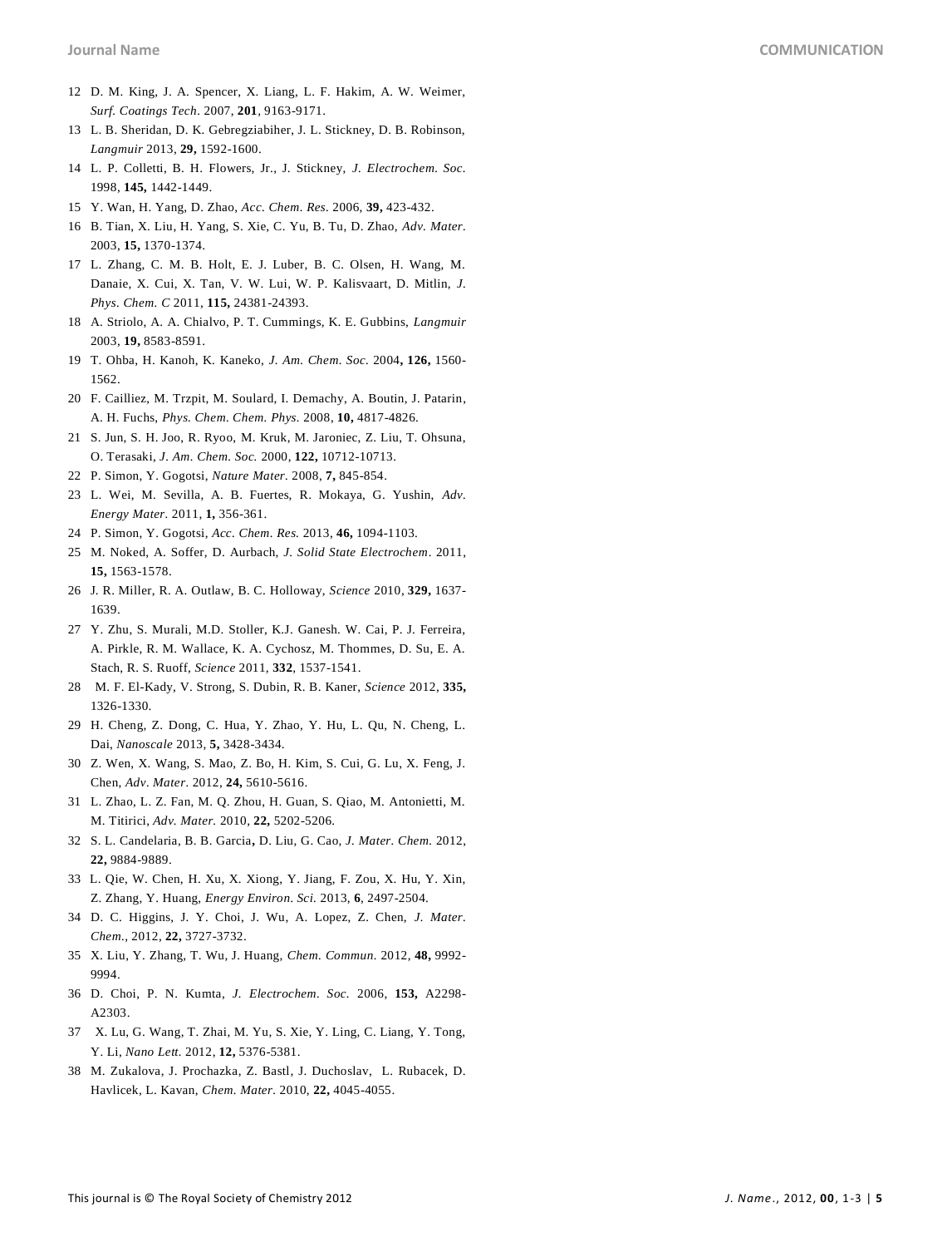12 D. M. King, J. A. Spencer, X. Liang, L. F. Hakim, A. W. Weimer, *Surf. Coatings Tech*. 2007, **201**, 9163-9171.

13 L. B. Sheridan, D. K. Gebregziabiher, J. L. Stickney, D. B. Robinson, *Langmuir* 2013, **29,** 1592-1600.

14 L. P. Colletti, B. H. Flowers, Jr., J. Stickney, *J. Electrochem. Soc.* 1998, **145,** 1442-1449.

15 Y. Wan, H. Yang, D. Zhao, *Acc. Chem. Res*. 2006, **39,** 423-432.

16 B. Tian, X. Liu, H. Yang, S. Xie, C. Yu, B. Tu, D. Zhao, *Adv. Mater*. 2003, **15,** 1370-1374.

17 L. Zhang, C. M. B. Holt, E. J. Luber, B. C. Olsen, H. Wang, M. Danaie, X. Cui, X. Tan, V. W. Lui, W. P. Kalisvaart, D. Mitlin, *J. Phys. Chem. C* 2011, **115,** 24381-24393.

18 A. Striolo, A. A. Chialvo, P. T. Cummings, K. E. Gubbins, *Langmuir* 2003, **19,** 8583-8591.

19 T. Ohba, H. Kanoh, K. Kaneko, *J. Am. Chem. Soc.* 2004**, 126,** 1560-1562.

20 F. Cailliez, M. Trzpit, M. Soulard, I. Demachy, A. Boutin, J. Patarin, A. H. Fuchs, *Phys. Chem. Chem. Phys.* 2008, **10,** 4817-4826.

21 S. Jun, S. H. Joo, R. Ryoo, M. Kruk, M. Jaroniec, Z. Liu, T. Ohsuna, O. Terasaki, *J. Am. Chem. Soc.* 2000, **122,** 10712-10713.

22 P. Simon, Y. Gogotsi, *Nature Mater*. 2008, **7,** 845-854.

23 L. Wei, M. Sevilla, A. B. Fuertes, R. Mokaya, G. Yushin, *Adv. Energy Mater*. 2011, **1,** 356-361.

24 P. Simon, Y. Gogotsi, *Acc. Chem. Res.* 2013, **46,** 1094-1103.

25 M. Noked, A. Soffer, D. Aurbach, *J. Solid State Electrochem*. 2011, **15,** 1563-1578.

26 J. R. Miller, R. A. Outlaw, B. C. Holloway, *Science* 2010, **329,** 1637-1639.

27 Y. Zhu, S. Murali, M.D. Stoller, K.J. Ganesh. W. Cai, P. J. Ferreira, A. Pirkle, R. M. Wallace, K. A. Cychosz, M. Thommes, D. Su, E. A. Stach, R. S. Ruoff, *Science* 2011, **332**, 1537-1541.

28 M. F. El-Kady, V. Strong, S. Dubin, R. B. Kaner, *Science* 2012, **335,** 1326-1330.

29 H. Cheng, Z. Dong, C. Hua, Y. Zhao, Y. Hu, L. Qu, N. Cheng, L. Dai, *Nanoscale* 2013, **5,** 3428-3434.

30 Z. Wen, X. Wang, S. Mao, Z. Bo, H. Kim, S. Cui, G. Lu, X. Feng, J. Chen, *Adv. Mater.* 2012, **24,** 5610-5616.

31 L. Zhao, L. Z. Fan, M. Q. Zhou, H. Guan, S. Qiao, M. Antonietti, M. M. Titirici, *Adv. Mater.* 2010, **22,** 5202-5206.

32 S. L. Candelaria, B. B. Garcia**,** D. Liu, G. Cao, *J. Mater. Chem.* 2012, **22,** 9884-9889.

33 L. Qie, W. Chen, H. Xu, X. Xiong, Y. Jiang, F. Zou, X. Hu, Y. Xin, Z. Zhang, Y. Huang, *Energy Environ. Sci.* 2013, **6**, 2497-2504.

34 D. C. Higgins, J. Y. Choi, J. Wu, A. Lopez, Z. Chen, *J. Mater. Chem.*, 2012, **22,** 3727-3732.

35 X. Liu, Y. Zhang, T. Wu, J. Huang, *Chem. Commun.* 2012, **48,** 9992-9994.

36 D. Choi, P. N. Kumta, *J. Electrochem. Soc.* 2006, **153,** A2298-A2303.

37 X. Lu, G. Wang, T. Zhai, M. Yu, S. Xie, Y. Ling, C. Liang, Y. Tong, Y. Li, *Nano Lett.* 2012, **12,** 5376-5381.

38 M. Zukalova, J. Prochazka, Z. Bastl, J. Duchoslav, L. Rubacek, D. Havlicek, L. Kavan, *Chem. Mater.* 2010, **22,** 4045-4055.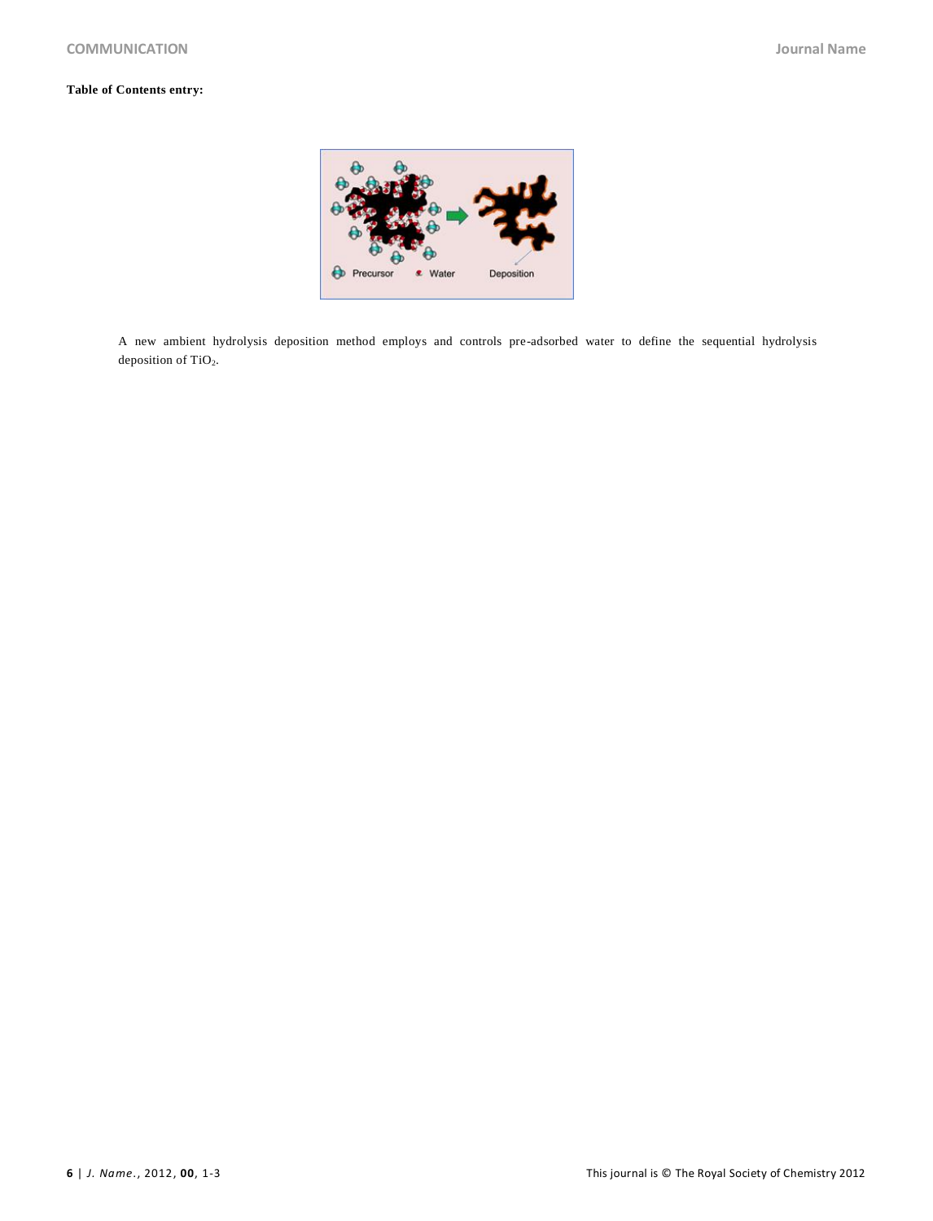**Table of Contents entry:**

Precursor

Water

Deposition

A new ambient hydrolysis deposition method employs and controls pre-adsorbed water to define the sequential hydrolysis deposition of $TiO_2$.